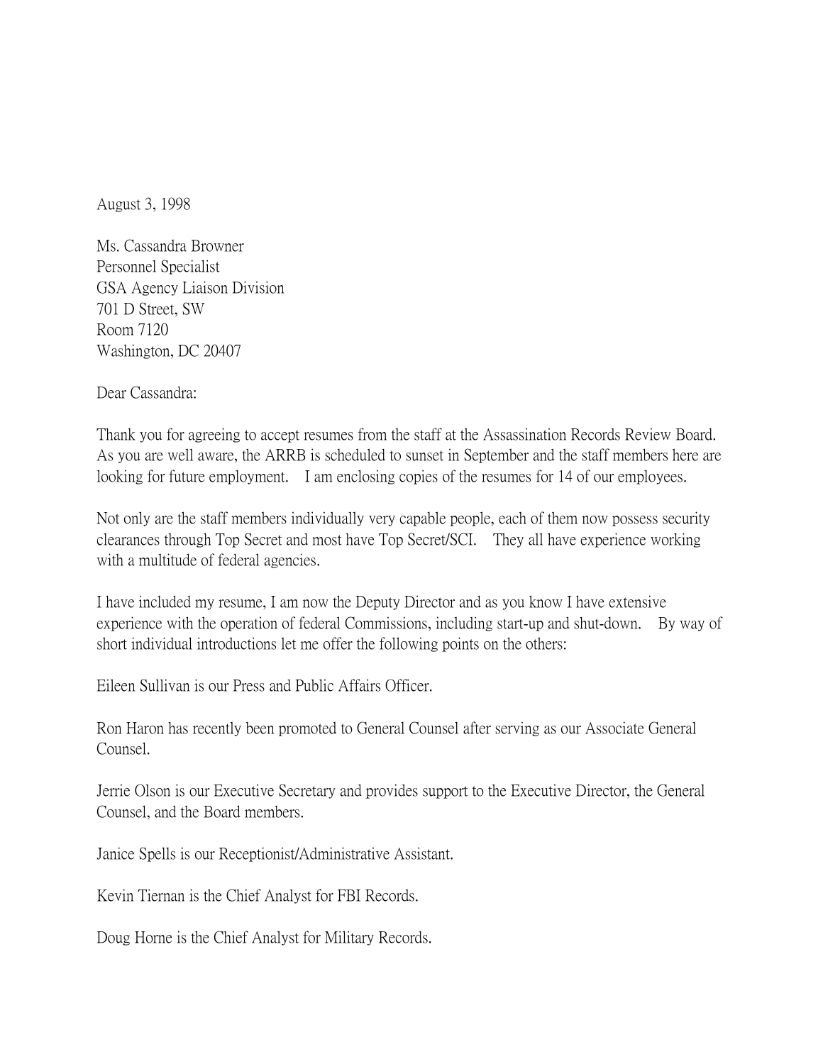August 3, 1998

Ms. Cassandra Browner
Personnel Specialist
GSA Agency Liaison Division
701 D Street, SW
Room 7120
Washington, DC 20407

Dear Cassandra:

Thank you for agreeing to accept resumes from the staff at the Assassination Records Review Board. As you are well aware, the ARRB is scheduled to sunset in September and the staff members here are looking for future employment. I am enclosing copies of the resumes for 14 of our employees.

Not only are the staff members individually very capable people, each of them now possess security clearances through Top Secret and most have Top Secret/SCI. They all have experience working with a multitude of federal agencies.

I have included my resume, I am now the Deputy Director and as you know I have extensive experience with the operation of federal Commissions, including start-up and shut-down. By way of short individual introductions let me offer the following points on the others:

Eileen Sullivan is our Press and Public Affairs Officer.

Ron Haron has recently been promoted to General Counsel after serving as our Associate General Counsel.

Jerrie Olson is our Executive Secretary and provides support to the Executive Director, the General Counsel, and the Board members.

Janice Spells is our Receptionist/Administrative Assistant.

Kevin Tiernan is the Chief Analyst for FBI Records.

Doug Horne is the Chief Analyst for Military Records.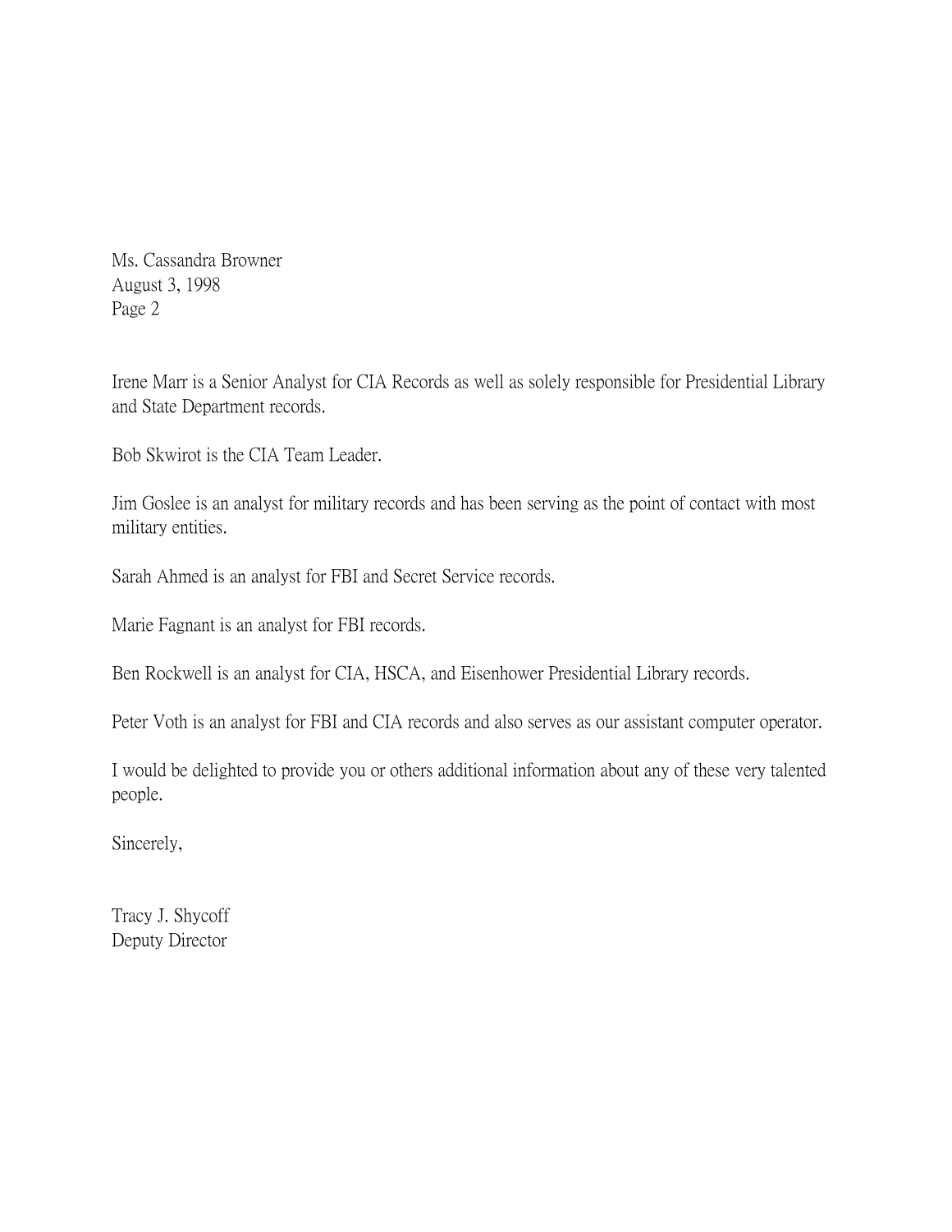Irene Marr is a Senior Analyst for CIA Records as well as solely responsible for Presidential Library and State Department records.

Bob Skwirot is the CIA Team Leader.

Jim Goslee is an analyst for military records and has been serving as the point of contact with most military entities.

Sarah Ahmed is an analyst for FBI and Secret Service records.

Marie Fagnant is an analyst for FBI records.

Ben Rockwell is an analyst for CIA, HSCA, and Eisenhower Presidential Library records.

Peter Voth is an analyst for FBI and CIA records and also serves as our assistant computer operator.

I would be delighted to provide you or others additional information about any of these very talented people.

Sincerely,

Tracy J. Shycoff
Deputy Director